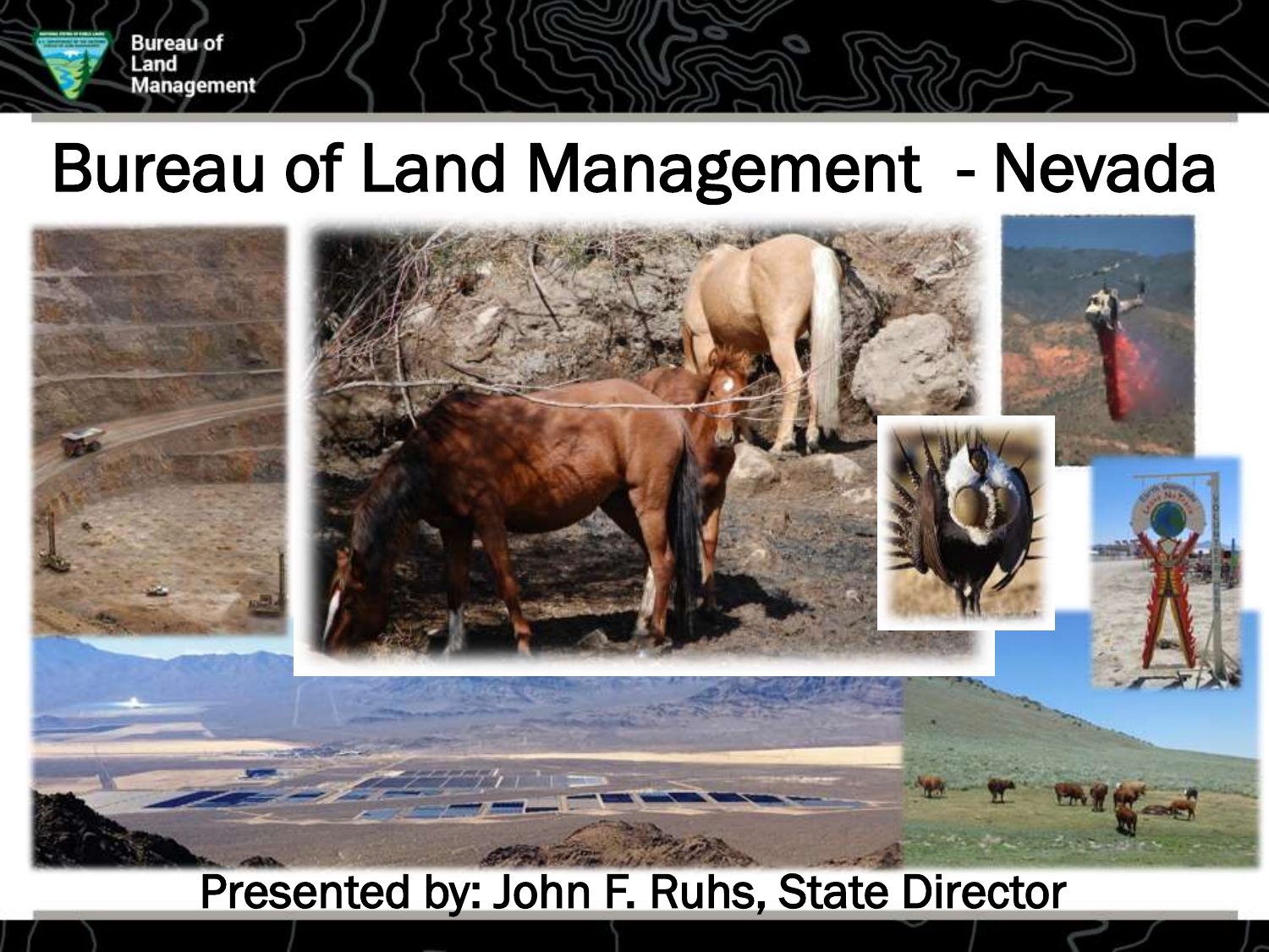# Bureau of Land Management - Nevada

Presented by: John F. Ruhs, State Director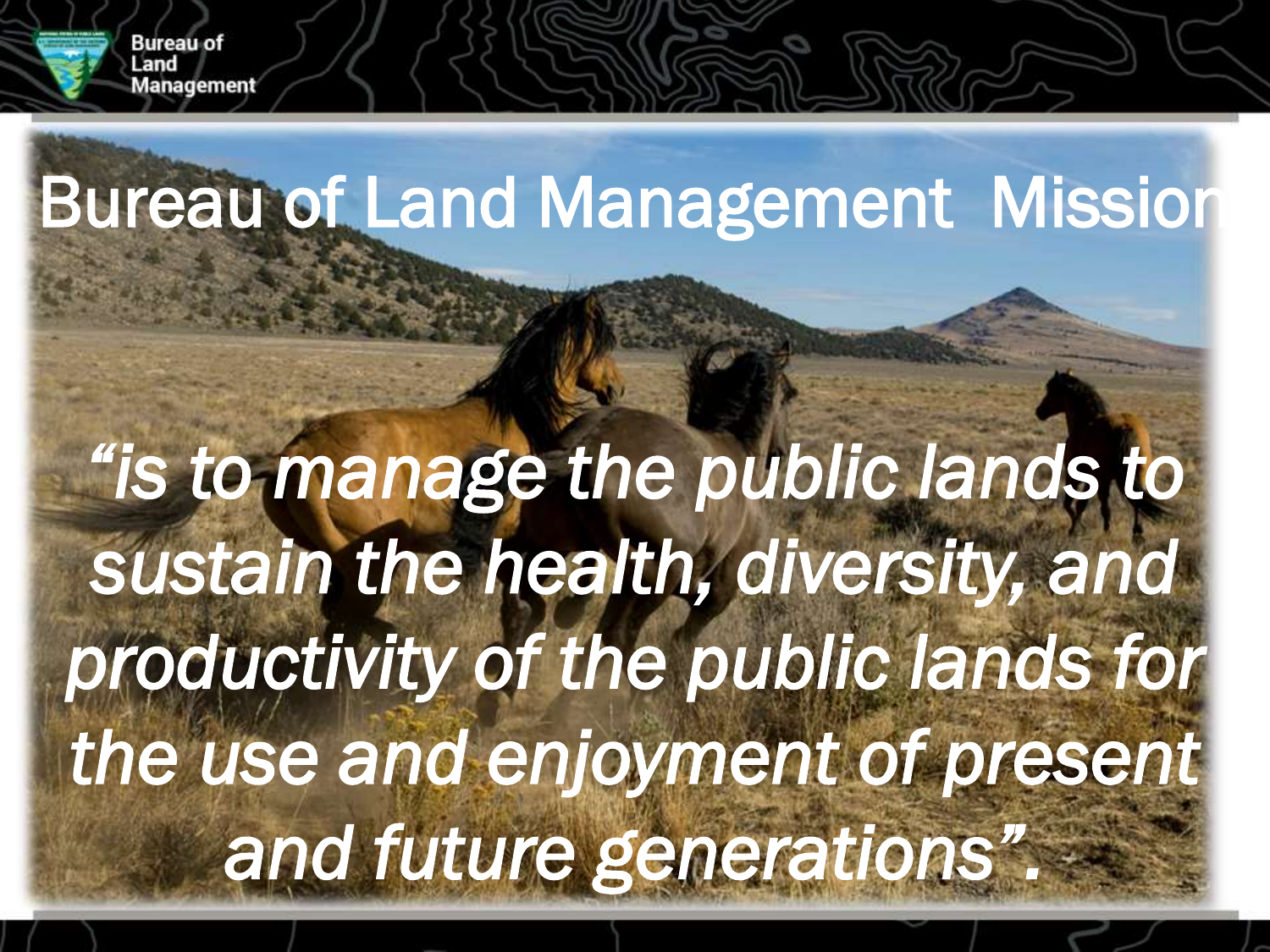# Bureau of Land Management Mission

*"is to manage the public lands to sustain the health, diversity, and productivity of the public lands for the use and enjoyment of present and future generations".*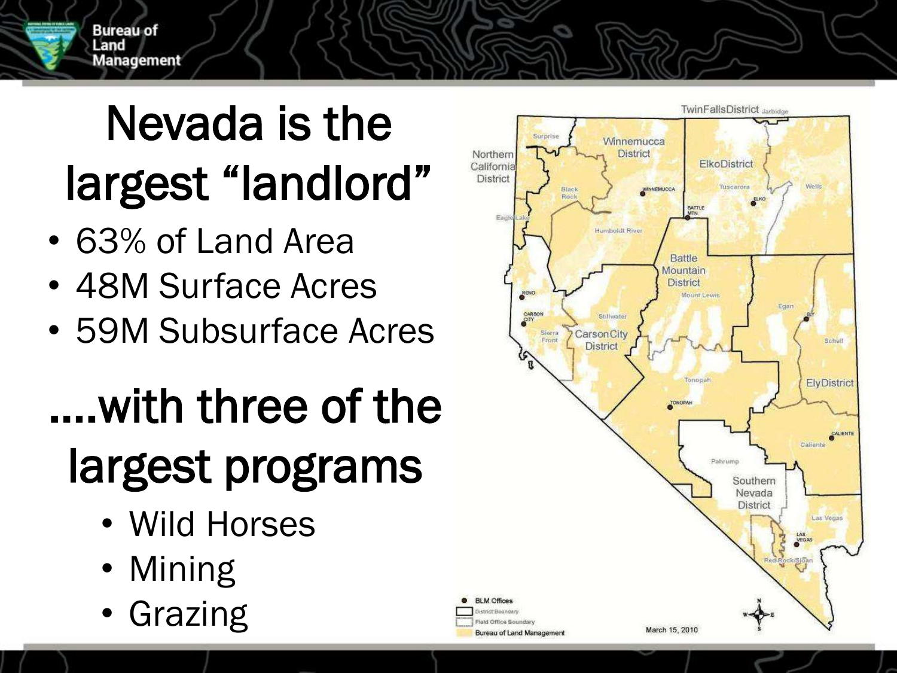# Nevada is the largest "landlord"

- 63% of Land Area
- 48M Surface Acres
- 59M Subsurface Acres

# ....with three of the largest programs

- Wild Horses
- Mining
- Grazing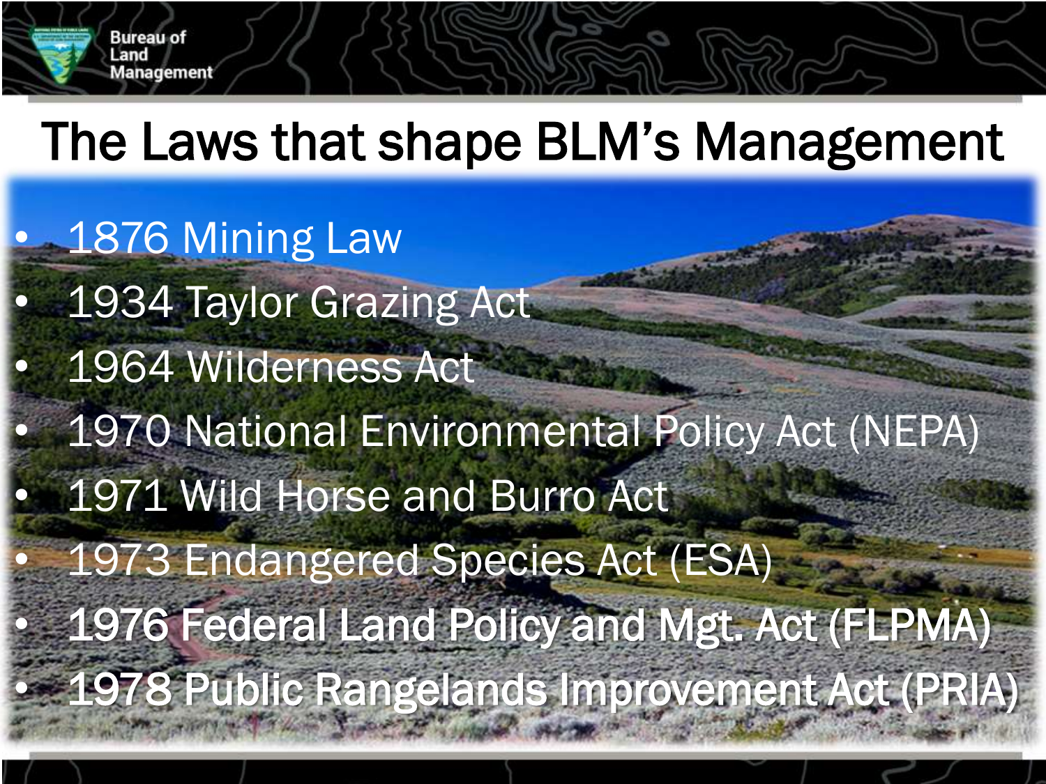# The Laws that shape BLM's Management

- 1876 Mining Law
- 1934 Taylor Grazing Act
- 1964 Wilderness Act
- 1970 National Environmental Policy Act (NEPA)
- 1971 Wild Horse and Burro Act
- 1973 Endangered Species Act (ESA)
- 1976 Federal Land Policy and Mgt. Act (FLPMA)
- 1978 Public Rangelands Improvement Act (PRIA)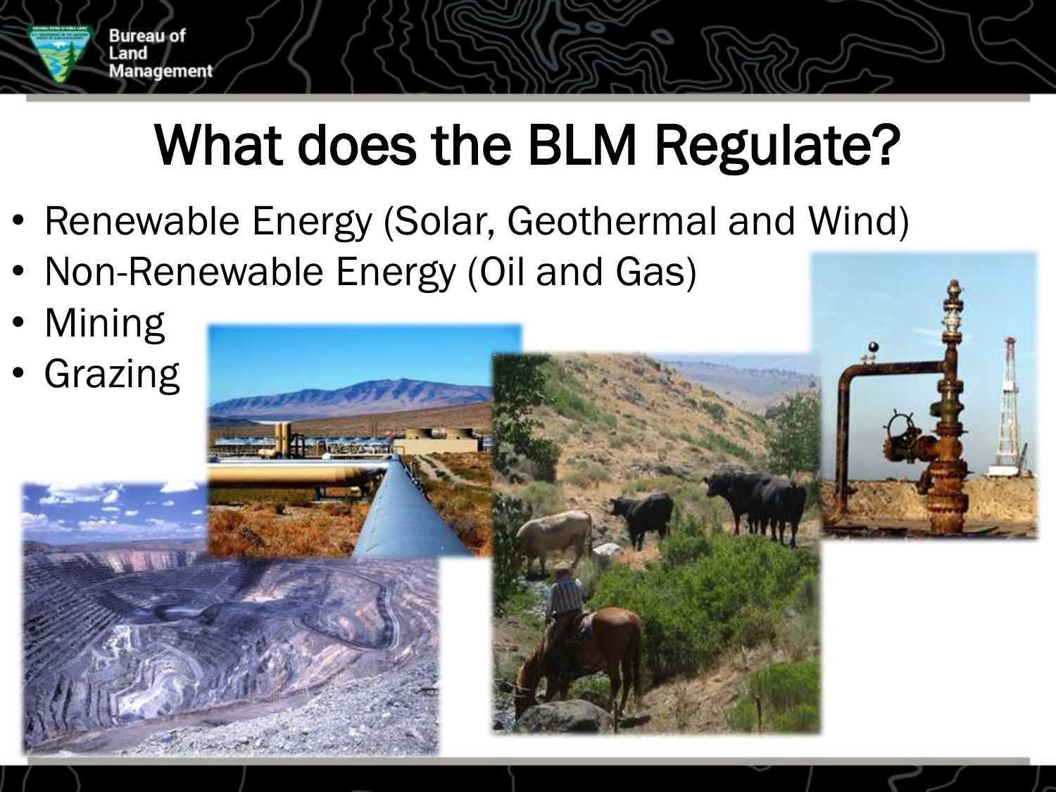# What does the BLM Regulate?

- Renewable Energy (Solar, Geothermal and Wind)
- Non-Renewable Energy (Oil and Gas)
- Mining
- Grazing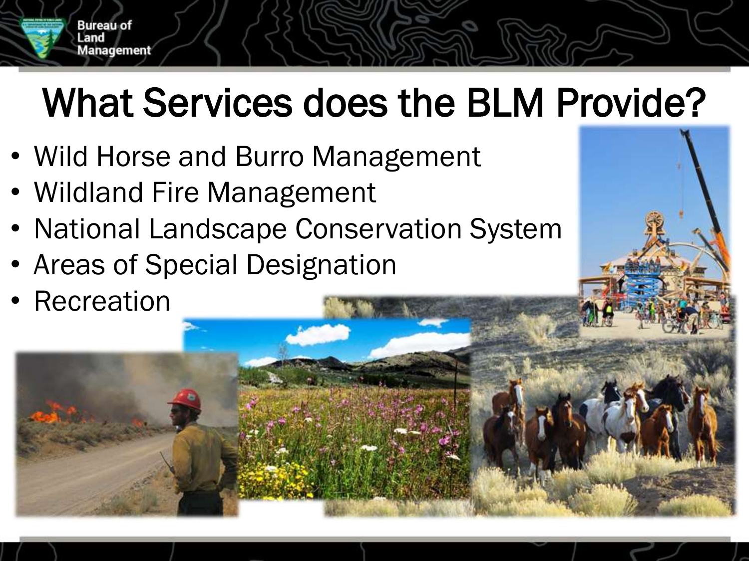# What Services does the BLM Provide?

- Wild Horse and Burro Management
- Wildland Fire Management
- National Landscape Conservation System
- Areas of Special Designation
- Recreation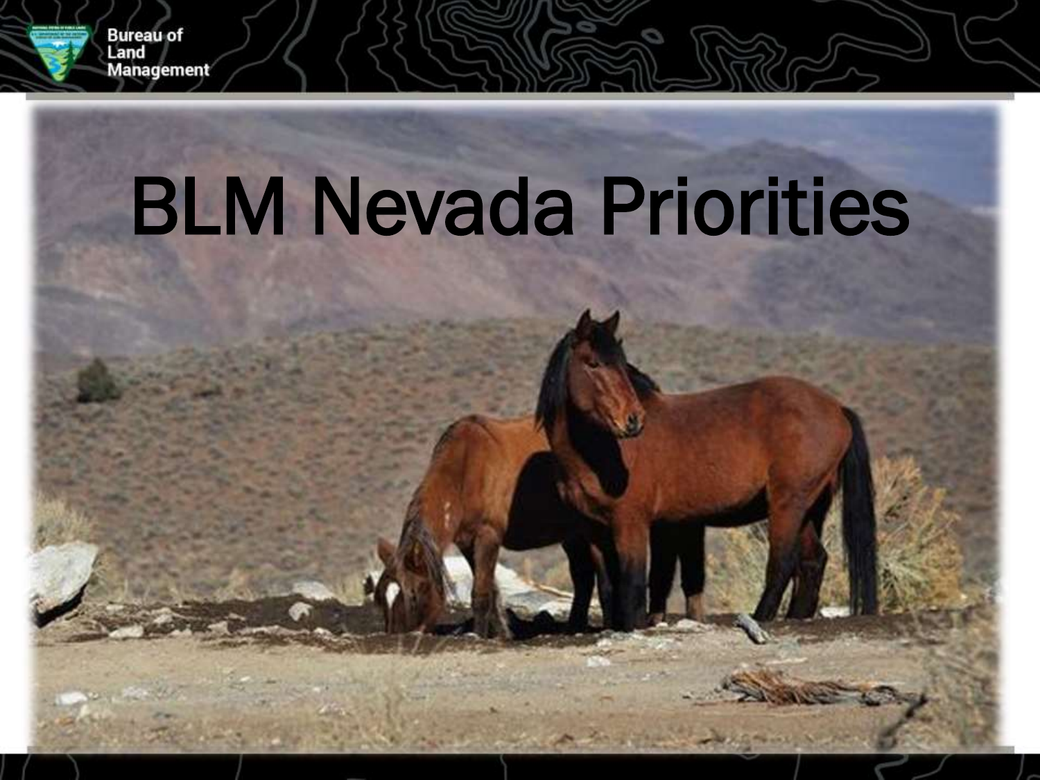# BLM Nevada Priorities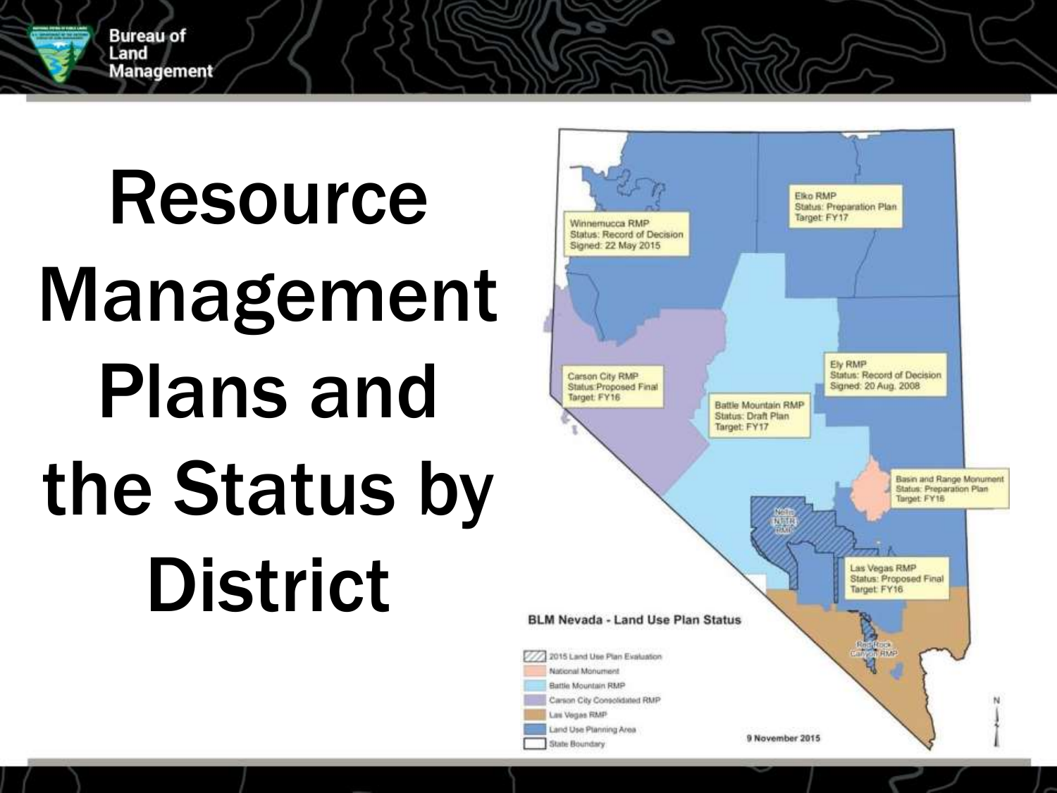# Resource Management Plans and the Status by District

**BLM Nevada - Land Use Plan Status**

Winnemucca RMP
Status: Record of Decision
Signed: 22 May 2015

Elko RMP
Status: Preparation Plan
Target: FY17

Carson City RMP
Status: Proposed Final
Target: FY16

Battle Mountain RMP
Status: Draft Plan
Target: FY17

Ely RMP
Status: Record of Decision
Signed: 20 Aug. 2008

Basin and Range Monument
Status: Preparation Plan
Target: FY18

Nellis NTTR RMP

Las Vegas RMP
Status: Proposed Final
Target: FY16

Red Rock Canyon RMP

Legend:

- 2015 Land Use Plan Evaluation
- National Monument
- Battle Mountain RMP
- Carson City Consolidated RMP
- Las Vegas RMP
- Land Use Planning Area
- State Boundary

9 November 2015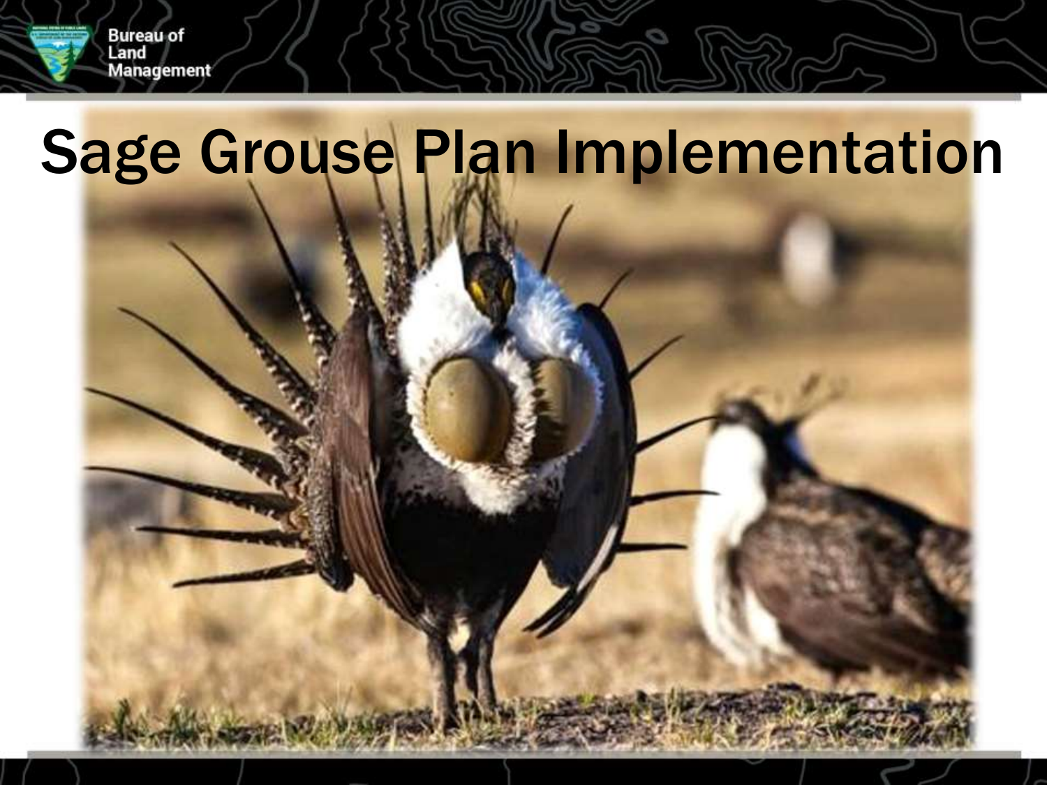# Sage Grouse Plan Implementation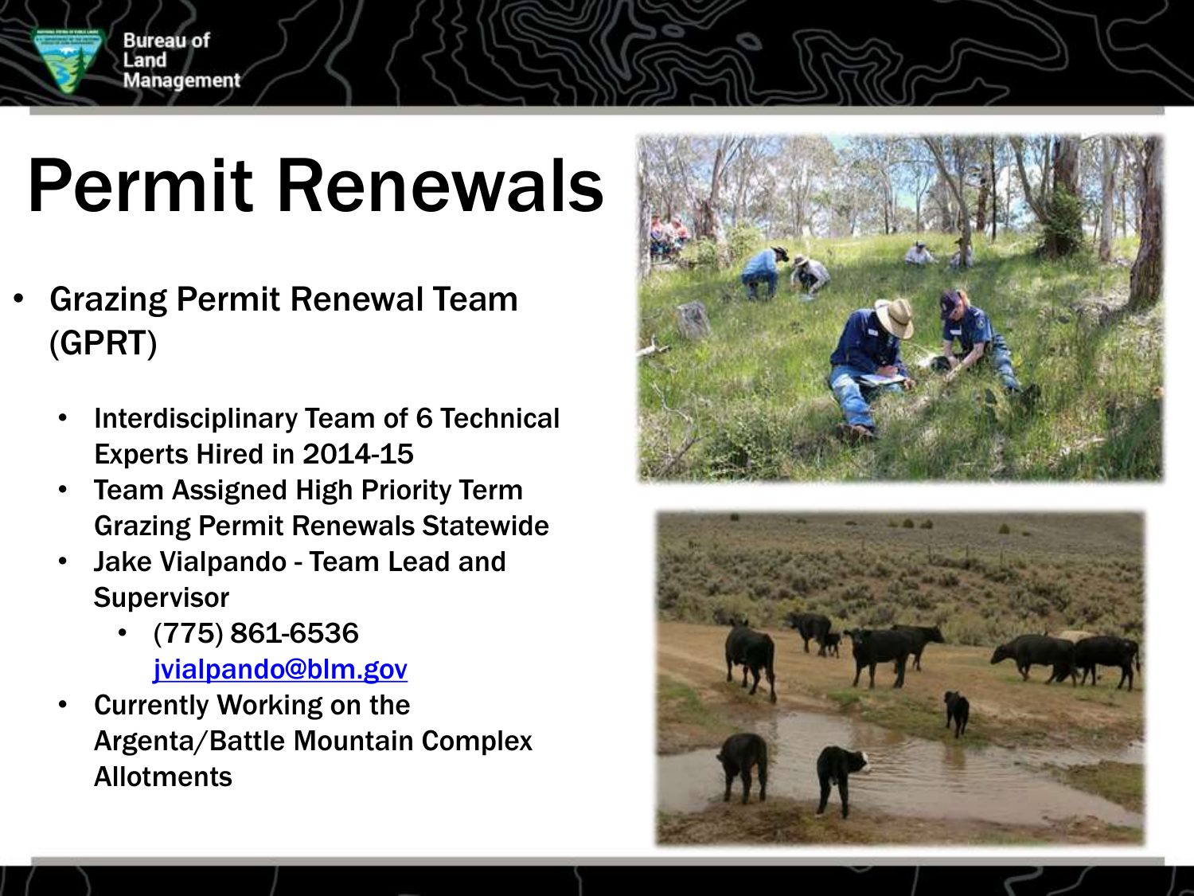# Permit Renewals

- Grazing Permit Renewal Team (GPRT)
  - Interdisciplinary Team of 6 Technical Experts Hired in 2014-15
  - Team Assigned High Priority Term Grazing Permit Renewals Statewide
  - Jake Vialpando - Team Lead and Supervisor
    - (775) 861-6536
      jvialpando@blm.gov
  - Currently Working on the Argenta/Battle Mountain Complex Allotments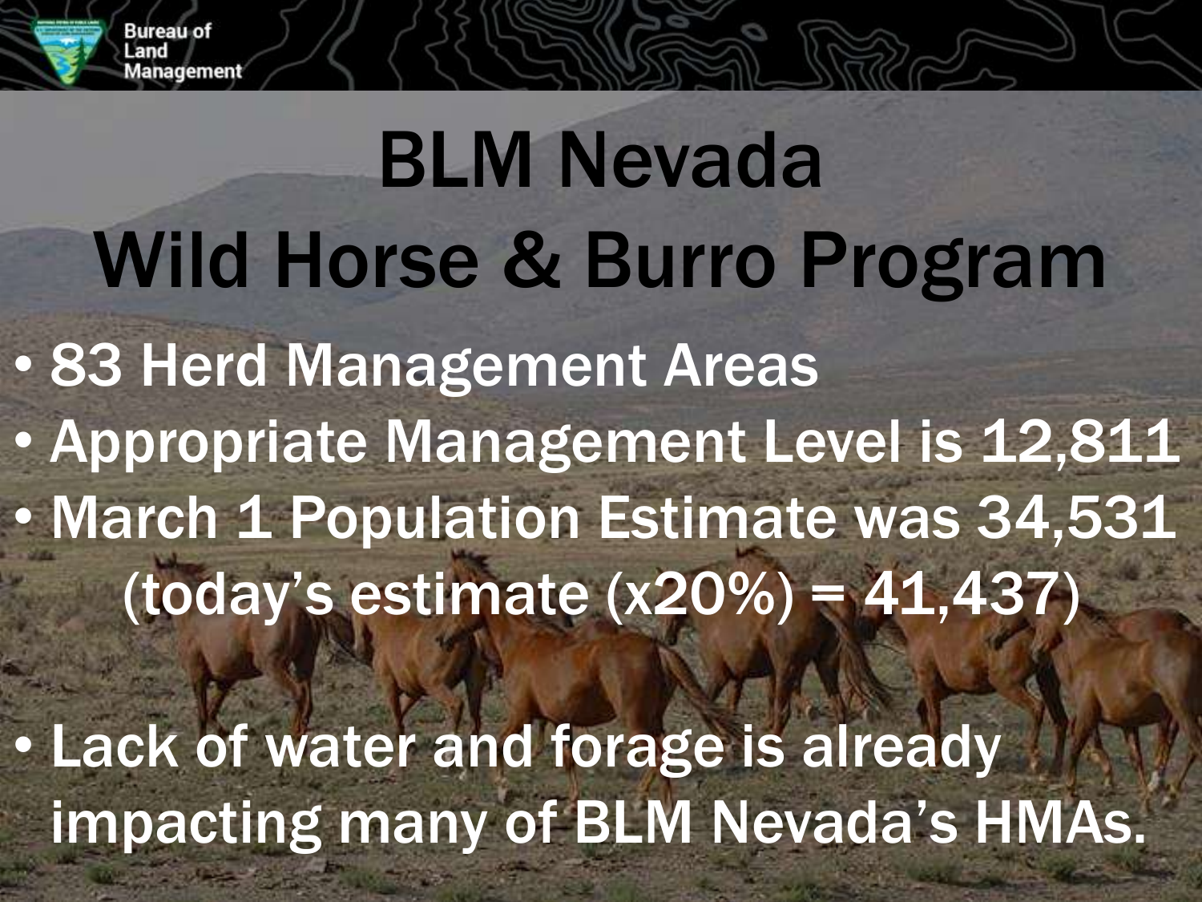# BLM Nevada Wild Horse & Burro Program

- 83 Herd Management Areas
- Appropriate Management Level is 12,811
- March 1 Population Estimate was 34,531 (today's estimate (x20%) = 41,437)
- Lack of water and forage is already impacting many of BLM Nevada's HMAs.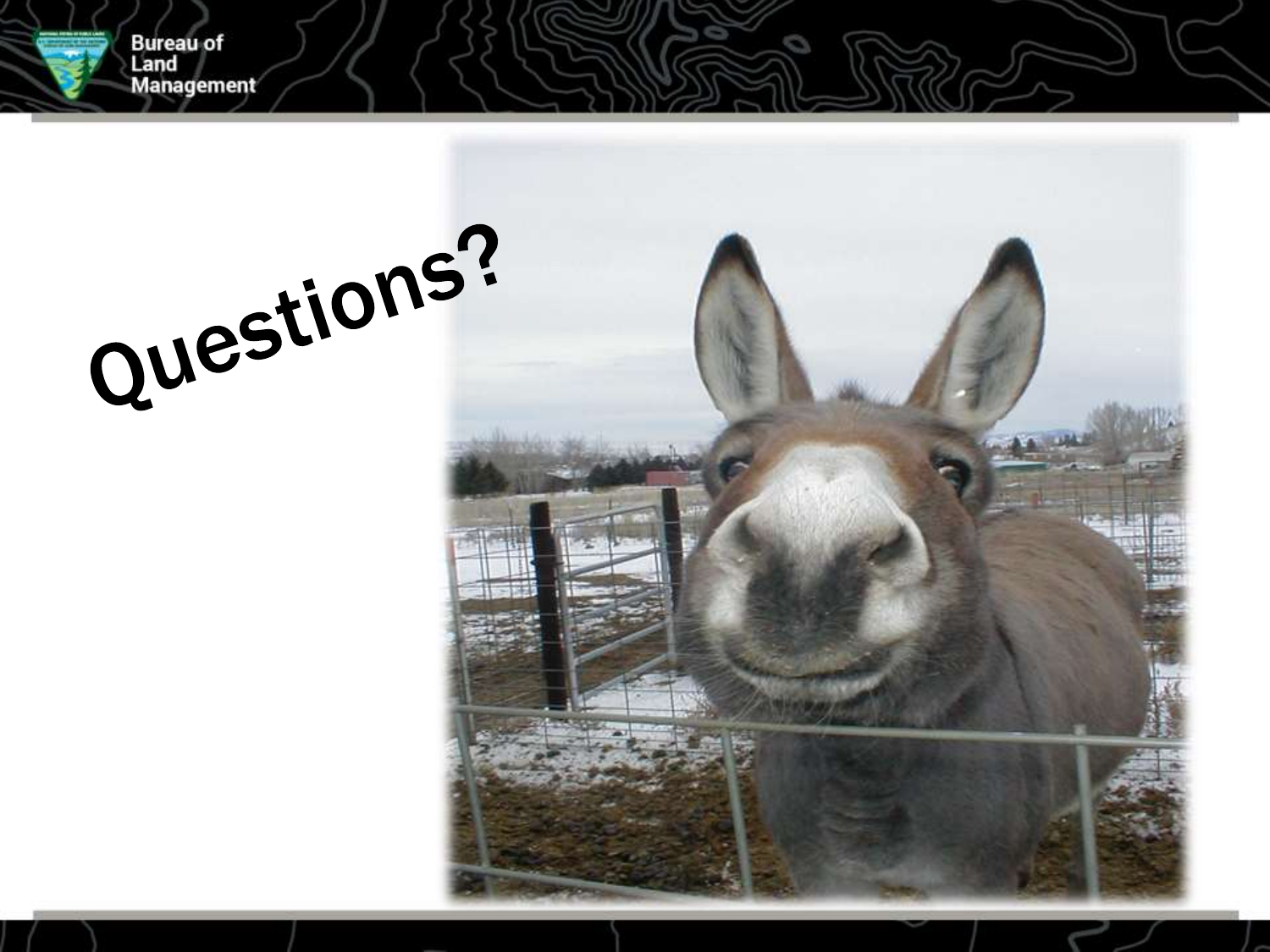# Questions?